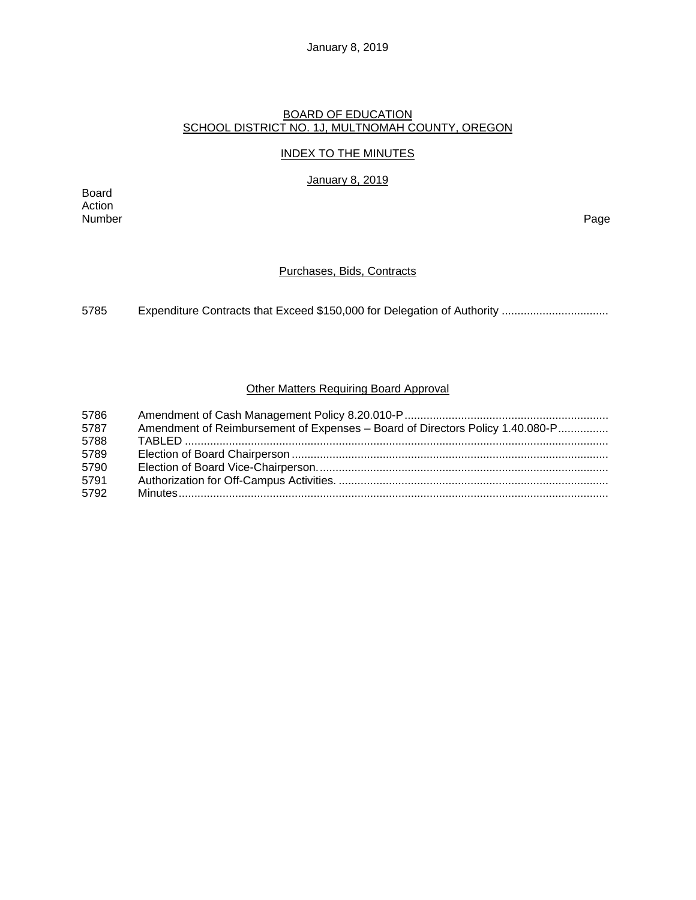January 8, 2019

# BOARD OF EDUCATION
## SCHOOL DISTRICT NO. 1J, MULTNOMAH COUNTY, OREGON

## INDEX TO THE MINUTES

### January 8, 2019

| Board Action Number | | Page |
|---|---|---|

### Purchases, Bids, Contracts

| | | |
|---|---|---|
| 5785 | Expenditure Contracts that Exceed $150,000 for Delegation of Authority | |

### Other Matters Requiring Board Approval

| | | |
|---|---|---|
| 5786 | Amendment of Cash Management Policy 8.20.010-P | |
| 5787 | Amendment of Reimbursement of Expenses – Board of Directors Policy 1.40.080-P | |
| 5788 | TABLED | |
| 5789 | Election of Board Chairperson | |
| 5790 | Election of Board Vice-Chairperson. | |
| 5791 | Authorization for Off-Campus Activities. | |
| 5792 | Minutes | |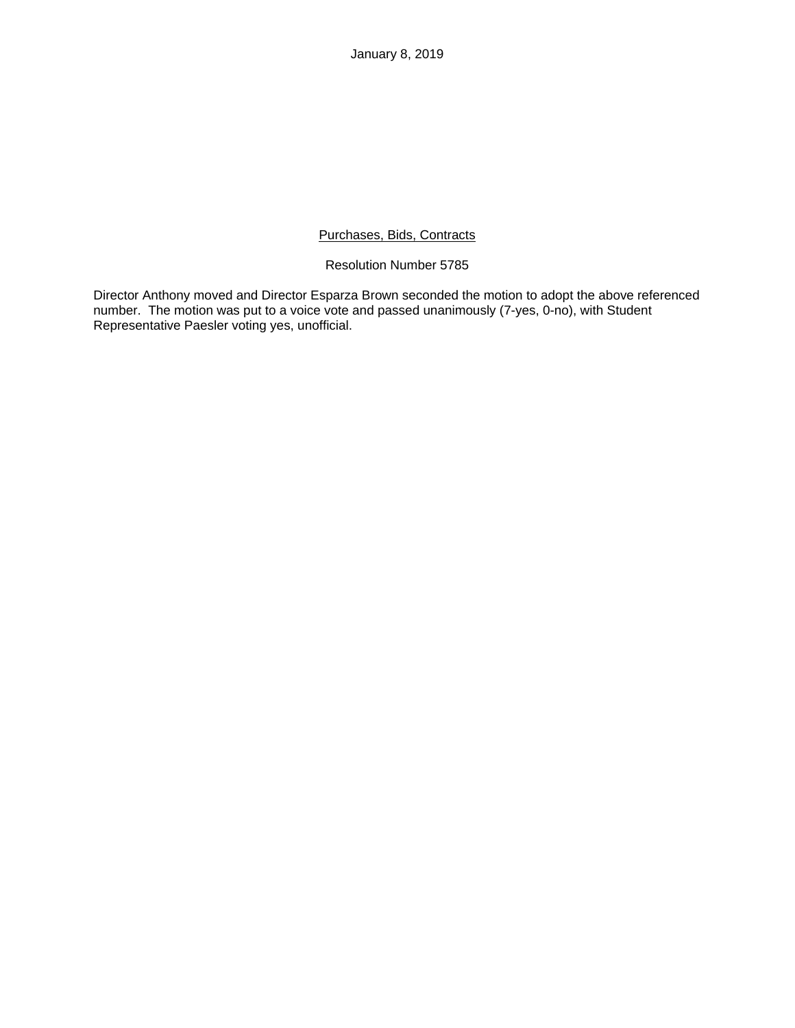January 8, 2019

<u>Purchases, Bids, Contracts</u>

Resolution Number 5785

Director Anthony moved and Director Esparza Brown seconded the motion to adopt the above referenced number. The motion was put to a voice vote and passed unanimously (7-yes, 0-no), with Student Representative Paesler voting yes, unofficial.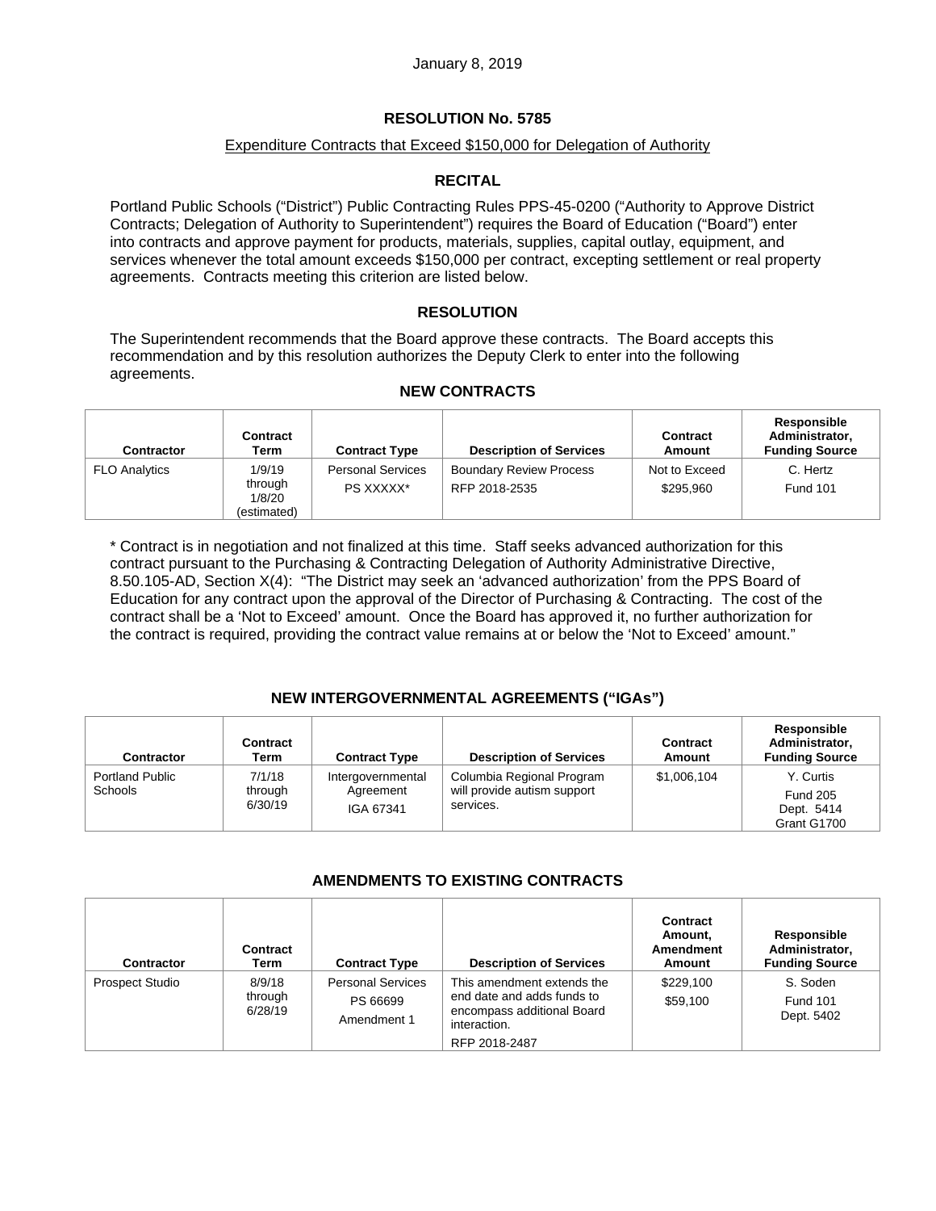January 8, 2019

## RESOLUTION No. 5785

Expenditure Contracts that Exceed $150,000 for Delegation of Authority

### RECITAL

Portland Public Schools ("District") Public Contracting Rules PPS-45-0200 ("Authority to Approve District Contracts; Delegation of Authority to Superintendent") requires the Board of Education ("Board") enter into contracts and approve payment for products, materials, supplies, capital outlay, equipment, and services whenever the total amount exceeds $150,000 per contract, excepting settlement or real property agreements. Contracts meeting this criterion are listed below.

### RESOLUTION

The Superintendent recommends that the Board approve these contracts. The Board accepts this recommendation and by this resolution authorizes the Deputy Clerk to enter into the following agreements.

### NEW CONTRACTS

| Contractor | Contract Term | Contract Type | Description of Services | Contract Amount | Responsible Administrator, Funding Source |
|---|---|---|---|---|---|
| FLO Analytics | 1/9/19 through 1/8/20 (estimated) | Personal Services PS XXXXX* | Boundary Review Process RFP 2018-2535 | Not to Exceed $295,960 | C. Hertz Fund 101 |

* Contract is in negotiation and not finalized at this time. Staff seeks advanced authorization for this contract pursuant to the Purchasing & Contracting Delegation of Authority Administrative Directive, 8.50.105-AD, Section X(4): "The District may seek an 'advanced authorization' from the PPS Board of Education for any contract upon the approval of the Director of Purchasing & Contracting. The cost of the contract shall be a 'Not to Exceed' amount. Once the Board has approved it, no further authorization for the contract is required, providing the contract value remains at or below the 'Not to Exceed' amount."

### NEW INTERGOVERNMENTAL AGREEMENTS ("IGAs")

| Contractor | Contract Term | Contract Type | Description of Services | Contract Amount | Responsible Administrator, Funding Source |
|---|---|---|---|---|---|
| Portland Public Schools | 7/1/18 through 6/30/19 | Intergovernmental Agreement IGA 67341 | Columbia Regional Program will provide autism support services. | $1,006,104 | Y. Curtis Fund 205 Dept. 5414 Grant G1700 |

### AMENDMENTS TO EXISTING CONTRACTS

| Contractor | Contract Term | Contract Type | Description of Services | Contract Amount, Amendment Amount | Responsible Administrator, Funding Source |
|---|---|---|---|---|---|
| Prospect Studio | 8/9/18 through 6/28/19 | Personal Services PS 66699 Amendment 1 | This amendment extends the end date and adds funds to encompass additional Board interaction. RFP 2018-2487 | $229,100 $59,100 | S. Soden Fund 101 Dept. 5402 |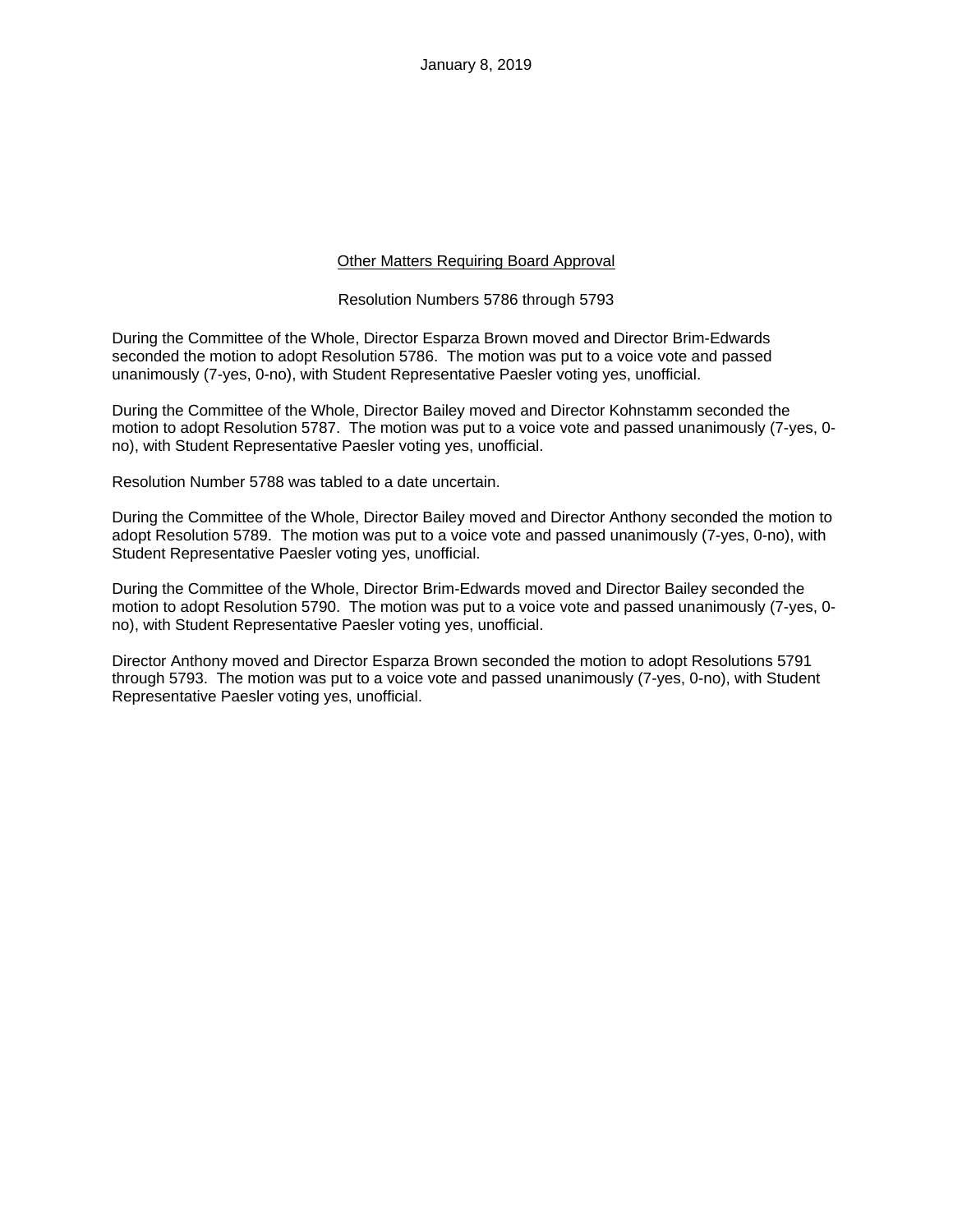January 8, 2019

<u>Other Matters Requiring Board Approval</u>

Resolution Numbers 5786 through 5793

During the Committee of the Whole, Director Esparza Brown moved and Director Brim-Edwards seconded the motion to adopt Resolution 5786. The motion was put to a voice vote and passed unanimously (7-yes, 0-no), with Student Representative Paesler voting yes, unofficial.

During the Committee of the Whole, Director Bailey moved and Director Kohnstamm seconded the motion to adopt Resolution 5787. The motion was put to a voice vote and passed unanimously (7-yes, 0-no), with Student Representative Paesler voting yes, unofficial.

Resolution Number 5788 was tabled to a date uncertain.

During the Committee of the Whole, Director Bailey moved and Director Anthony seconded the motion to adopt Resolution 5789. The motion was put to a voice vote and passed unanimously (7-yes, 0-no), with Student Representative Paesler voting yes, unofficial.

During the Committee of the Whole, Director Brim-Edwards moved and Director Bailey seconded the motion to adopt Resolution 5790. The motion was put to a voice vote and passed unanimously (7-yes, 0-no), with Student Representative Paesler voting yes, unofficial.

Director Anthony moved and Director Esparza Brown seconded the motion to adopt Resolutions 5791 through 5793. The motion was put to a voice vote and passed unanimously (7-yes, 0-no), with Student Representative Paesler voting yes, unofficial.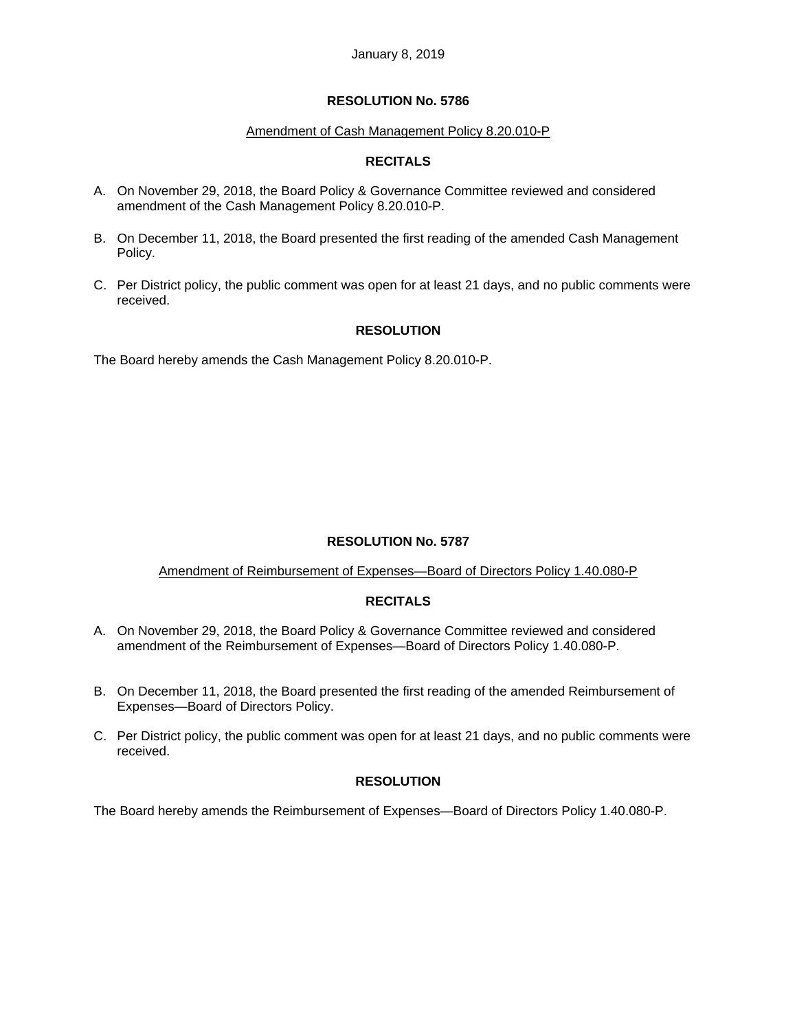January 8, 2019

## RESOLUTION No. 5786

Amendment of Cash Management Policy 8.20.010-P

### RECITALS

A. On November 29, 2018, the Board Policy & Governance Committee reviewed and considered amendment of the Cash Management Policy 8.20.010-P.

B. On December 11, 2018, the Board presented the first reading of the amended Cash Management Policy.

C. Per District policy, the public comment was open for at least 21 days, and no public comments were received.

### RESOLUTION

The Board hereby amends the Cash Management Policy 8.20.010-P.

## RESOLUTION No. 5787

Amendment of Reimbursement of Expenses—Board of Directors Policy 1.40.080-P

### RECITALS

A. On November 29, 2018, the Board Policy & Governance Committee reviewed and considered amendment of the Reimbursement of Expenses—Board of Directors Policy 1.40.080-P.

B. On December 11, 2018, the Board presented the first reading of the amended Reimbursement of Expenses—Board of Directors Policy.

C. Per District policy, the public comment was open for at least 21 days, and no public comments were received.

### RESOLUTION

The Board hereby amends the Reimbursement of Expenses—Board of Directors Policy 1.40.080-P.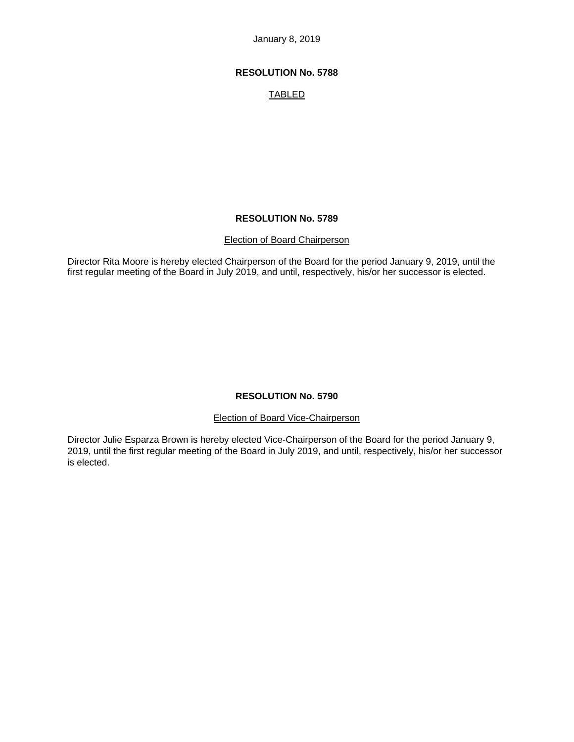January 8, 2019

**RESOLUTION No. 5788**

TABLED

**RESOLUTION No. 5789**

Election of Board Chairperson

Director Rita Moore is hereby elected Chairperson of the Board for the period January 9, 2019, until the first regular meeting of the Board in July 2019, and until, respectively, his/or her successor is elected.

**RESOLUTION No. 5790**

Election of Board Vice-Chairperson

Director Julie Esparza Brown is hereby elected Vice-Chairperson of the Board for the period January 9, 2019, until the first regular meeting of the Board in July 2019, and until, respectively, his/or her successor is elected.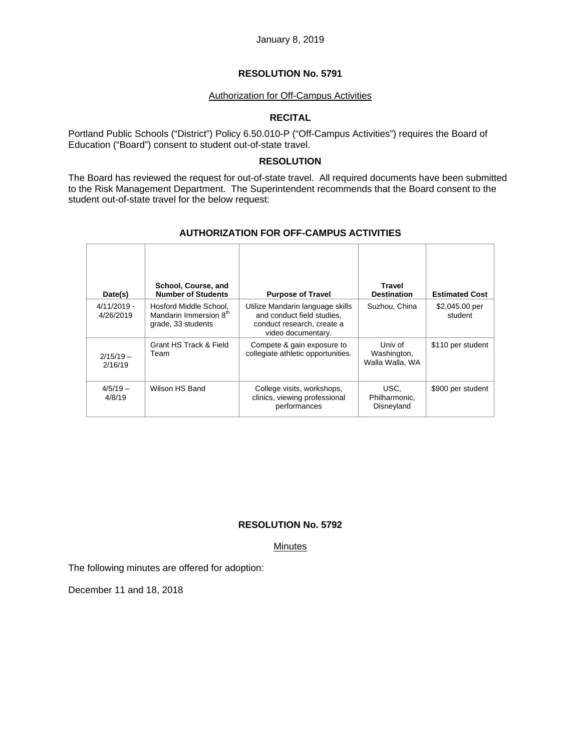January 8, 2019

## RESOLUTION No. 5791

Authorization for Off-Campus Activities

### RECITAL

Portland Public Schools ("District") Policy 6.50.010-P ("Off-Campus Activities") requires the Board of Education ("Board") consent to student out-of-state travel.

### RESOLUTION

The Board has reviewed the request for out-of-state travel. All required documents have been submitted to the Risk Management Department. The Superintendent recommends that the Board consent to the student out-of-state travel for the below request:

### AUTHORIZATION FOR OFF-CAMPUS ACTIVITIES

| Date(s) | School, Course, and Number of Students | Purpose of Travel | Travel Destination | Estimated Cost |
|---|---|---|---|---|
| 4/11/2019 - 4/26/2019 | Hosford Middle School, Mandarin Immersion 8th grade, 33 students | Utilize Mandarin language skills and conduct field studies, conduct research, create a video documentary. | Suzhou, China | $2,045.00 per student |
| 2/15/19 – 2/16/19 | Grant HS Track & Field Team | Compete & gain exposure to collegiate athletic opportunities. | Univ of Washington, Walla Walla, WA | $110 per student |
| 4/5/19 – 4/8/19 | Wilson HS Band | College visits, workshops, clinics, viewing professional performances | USC, Philharmonic, Disneyland | $900 per student |

## RESOLUTION No. 5792

Minutes

The following minutes are offered for adoption:

December 11 and 18, 2018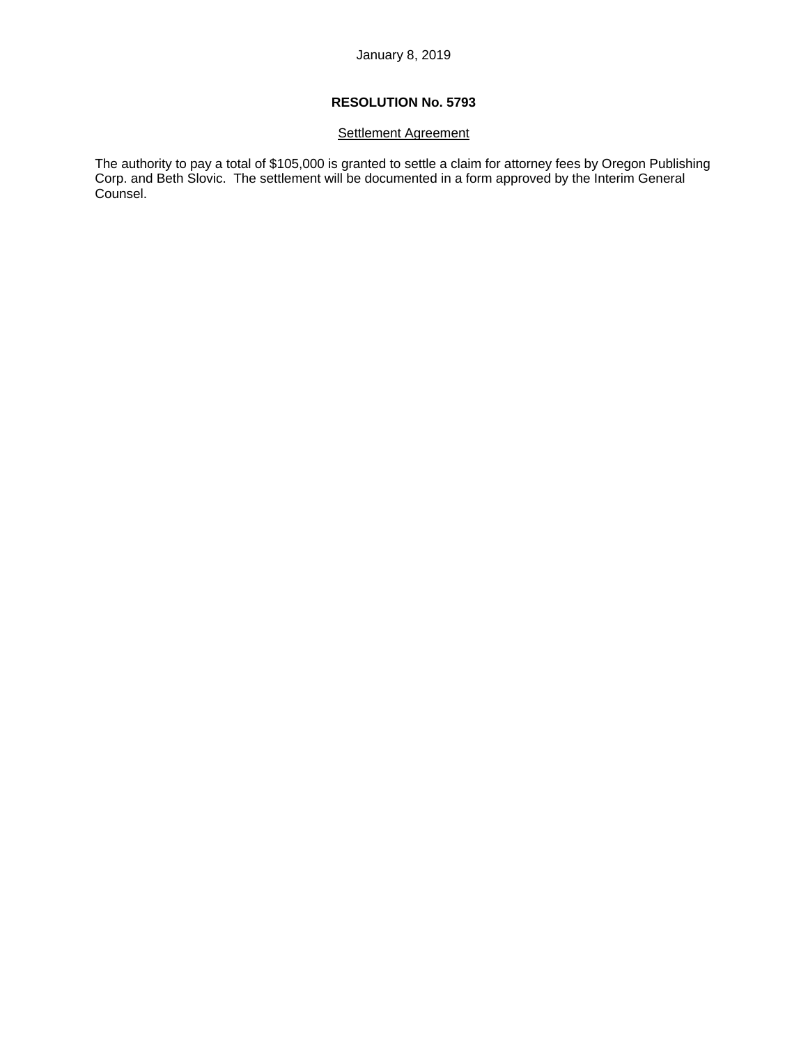January 8, 2019

**RESOLUTION No. 5793**

Settlement Agreement

The authority to pay a total of $105,000 is granted to settle a claim for attorney fees by Oregon Publishing Corp. and Beth Slovic. The settlement will be documented in a form approved by the Interim General Counsel.